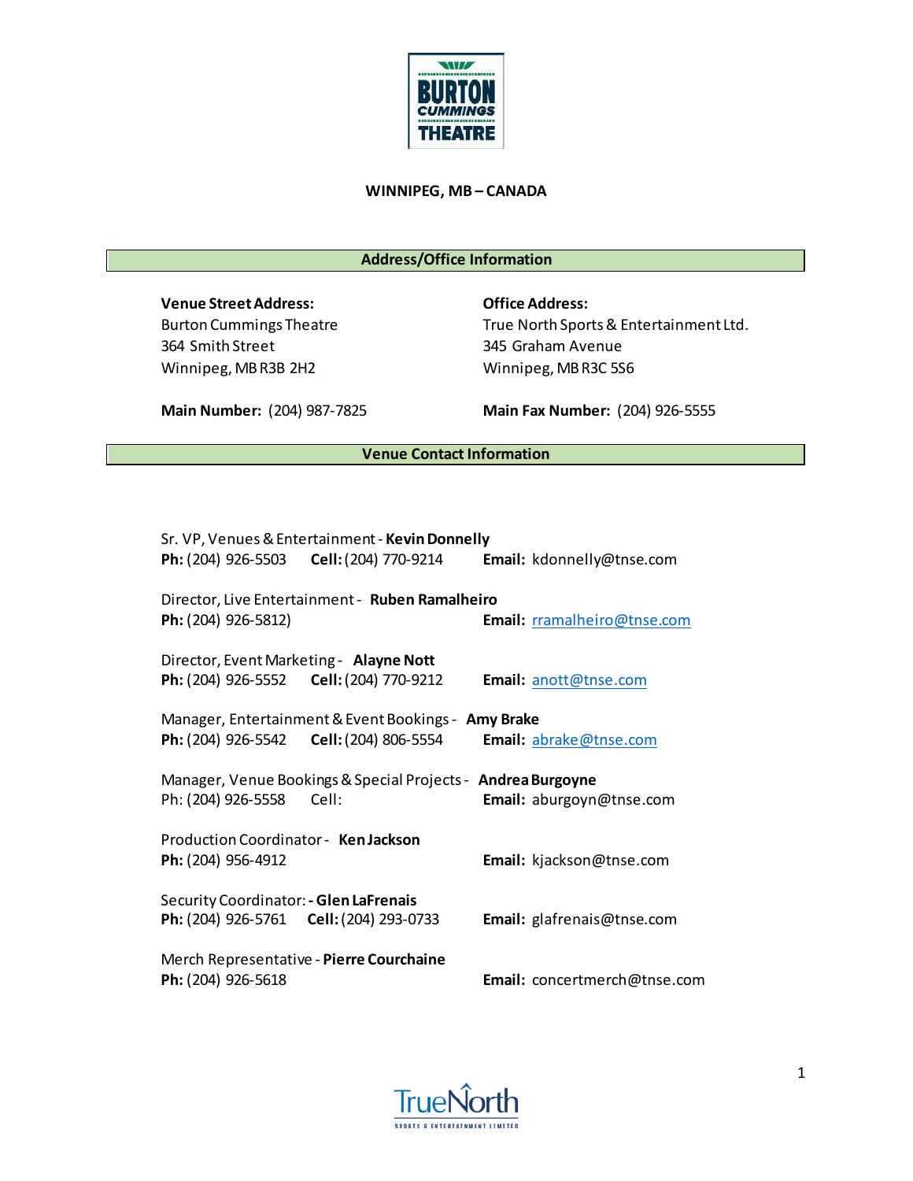# BURTON CUMMINGS THEATRE

**WINNIPEG, MB – CANADA**

## Address/Office Information

**Venue Street Address:**
Burton Cummings Theatre
364 Smith Street
Winnipeg, MB R3B 2H2

**Office Address:**
True North Sports & Entertainment Ltd.
345 Graham Avenue
Winnipeg, MB R3C 5S6

**Main Number:** (204) 987-7825

**Main Fax Number:** (204) 926-5555

## Venue Contact Information

Sr. VP, Venues & Entertainment - **Kevin Donnelly**
**Ph:** (204) 926-5503 **Cell:** (204) 770-9214 **Email:** kdonnelly@tnse.com

Director, Live Entertainment - **Ruben Ramalheiro**
**Ph:** (204) 926-5812) **Email:** rramalheiro@tnse.com

Director, Event Marketing - **Alayne Nott**
**Ph:** (204) 926-5552 **Cell:** (204) 770-9212 **Email:** anott@tnse.com

Manager, Entertainment & Event Bookings - **Amy Brake**
**Ph:** (204) 926-5542 **Cell:** (204) 806-5554 **Email:** abrake@tnse.com

Manager, Venue Bookings & Special Projects - **Andrea Burgoyne**
Ph: (204) 926-5558 Cell: **Email:** aburgoyn@tnse.com

Production Coordinator - **Ken Jackson**
**Ph:** (204) 956-4912 **Email:** kjackson@tnse.com

Security Coordinator: **- Glen LaFrenais**
**Ph:** (204) 926-5761 **Cell:** (204) 293-0733 **Email:** glafrenais@tnse.com

Merch Representative - **Pierre Courchaine**
**Ph:** (204) 926-5618 **Email:** concertmerch@tnse.com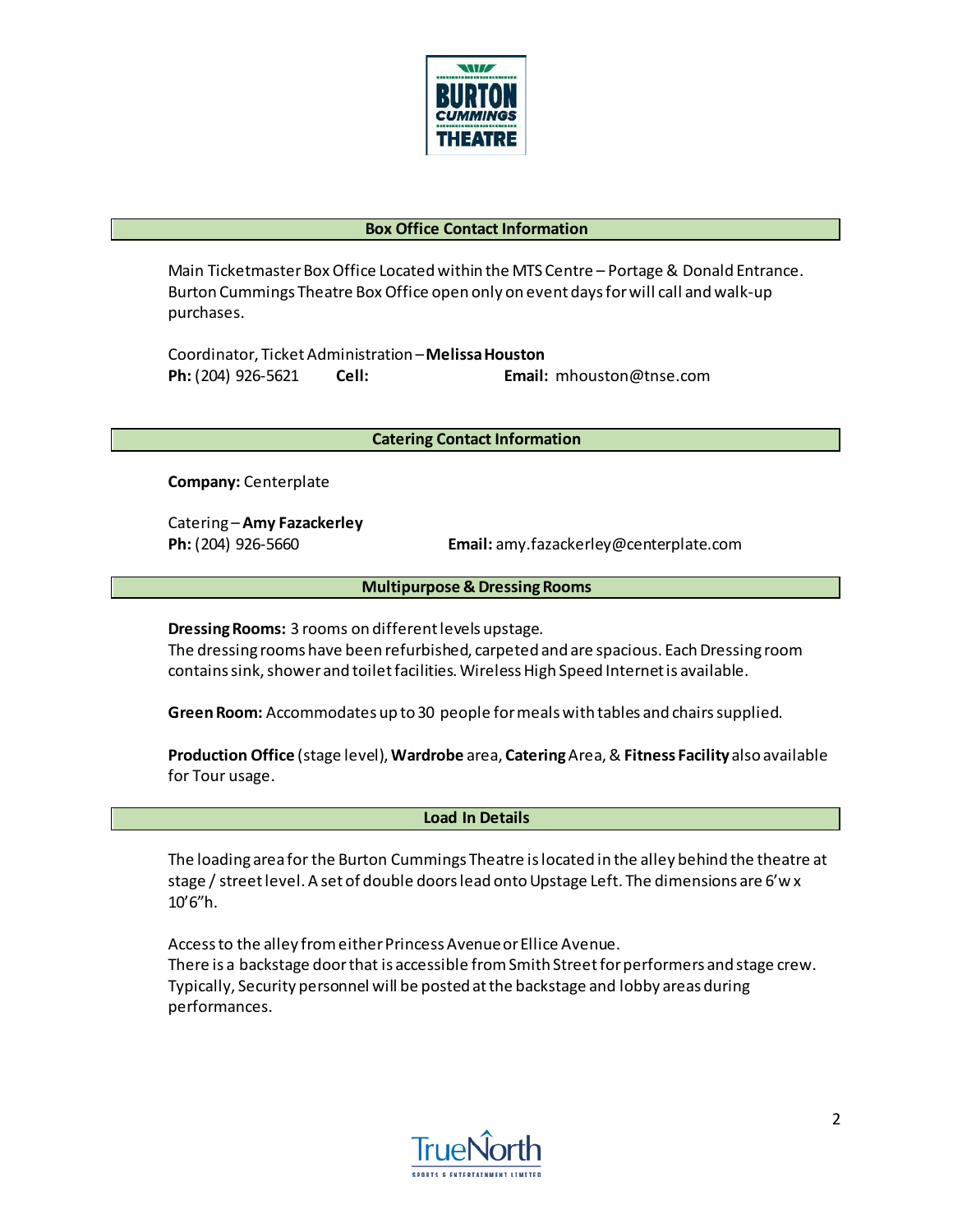## Box Office Contact Information

Main Ticketmaster Box Office Located within the MTS Centre – Portage & Donald Entrance. Burton Cummings Theatre Box Office open only on event days for will call and walk-up purchases.

Coordinator, Ticket Administration – **Melissa Houston**
**Ph:** (204) 926-5621 **Cell:** **Email:** mhouston@tnse.com

## Catering Contact Information

**Company:** Centerplate

Catering – **Amy Fazackerley**
**Ph:** (204) 926-5660 **Email:** amy.fazackerley@centerplate.com

## Multipurpose & Dressing Rooms

**Dressing Rooms:** 3 rooms on different levels upstage.
The dressing rooms have been refurbished, carpeted and are spacious. Each Dressing room contains sink, shower and toilet facilities. Wireless High Speed Internet is available.

**Green Room:** Accommodates up to 30 people for meals with tables and chairs supplied.

**Production Office** (stage level), **Wardrobe** area, **Catering** Area, & **Fitness Facility** also available for Tour usage.

## Load In Details

The loading area for the Burton Cummings Theatre is located in the alley behind the theatre at stage / street level. A set of double doors lead onto Upstage Left. The dimensions are 6'w x 10'6"h.

Access to the alley from either Princess Avenue or Ellice Avenue.
There is a backstage door that is accessible from Smith Street for performers and stage crew. Typically, Security personnel will be posted at the backstage and lobby areas during performances.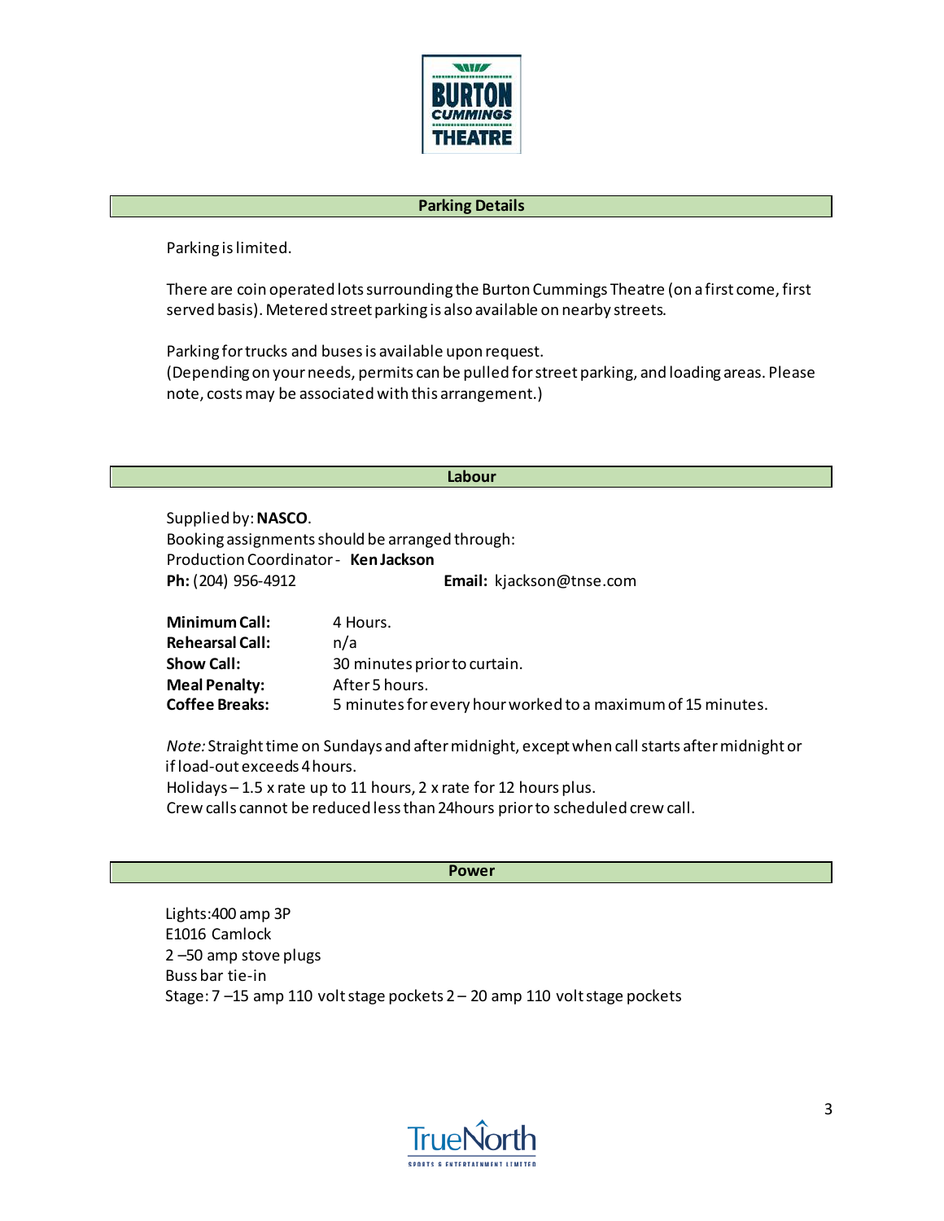## Parking Details

Parking is limited.

There are coin operated lots surrounding the Burton Cummings Theatre (on a first come, first served basis). Metered street parking is also available on nearby streets.

Parking for trucks and buses is available upon request.
(Depending on your needs, permits can be pulled for street parking, and loading areas. Please note, costs may be associated with this arrangement.)

## Labour

Supplied by: **NASCO**.
Booking assignments should be arranged through:
Production Coordinator - **Ken Jackson**
**Ph:** (204) 956-4912 **Email:** kjackson@tnse.com

| | |
|---|---|
| **Minimum Call:** | 4 Hours. |
| **Rehearsal Call:** | n/a |
| **Show Call:** | 30 minutes prior to curtain. |
| **Meal Penalty:** | After 5 hours. |
| **Coffee Breaks:** | 5 minutes for every hour worked to a maximum of 15 minutes. |

*Note:* Straight time on Sundays and after midnight, except when call starts after midnight or if load-out exceeds 4 hours.
Holidays – 1.5 x rate up to 11 hours, 2 x rate for 12 hours plus.
Crew calls cannot be reduced less than 24hours prior to scheduled crew call.

## Power

Lights:400 amp 3P
E1016 Camlock
2 –50 amp stove plugs
Buss bar tie-in
Stage: 7 –15 amp 110 volt stage pockets 2 – 20 amp 110 volt stage pockets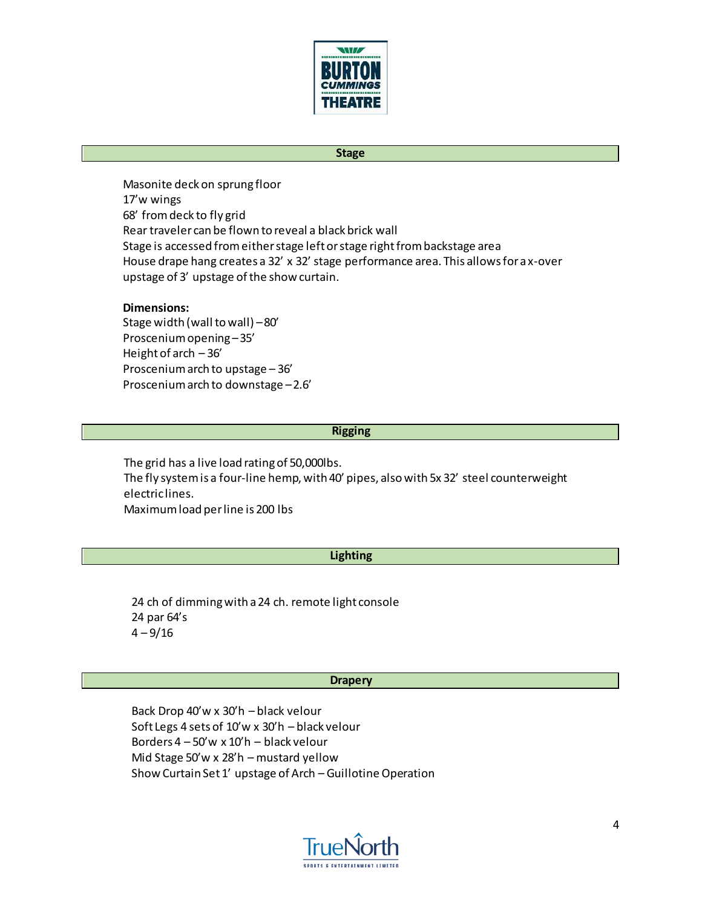## Stage

Masonite deck on sprung floor
17'w wings
68' from deck to fly grid
Rear traveler can be flown to reveal a black brick wall
Stage is accessed from either stage left or stage right from backstage area
House drape hang creates a 32' x 32' stage performance area. This allows for a x-over upstage of 3' upstage of the show curtain.

**Dimensions:**
Stage width (wall to wall) – 80'
Proscenium opening – 35'
Height of arch – 36'
Proscenium arch to upstage – 36'
Proscenium arch to downstage – 2.6'

## Rigging

The grid has a live load rating of 50,000lbs.
The fly system is a four-line hemp, with 40' pipes, also with 5x 32' steel counterweight electric lines.
Maximum load per line is 200 lbs

## Lighting

24 ch of dimming with a 24 ch. remote light console
24 par 64's
4 – 9/16

## Drapery

Back Drop 40'w x 30'h – black velour
Soft Legs 4 sets of 10'w x 30'h – black velour
Borders 4 – 50'w x 10'h – black velour
Mid Stage 50'w x 28'h – mustard yellow
Show Curtain Set 1' upstage of Arch – Guillotine Operation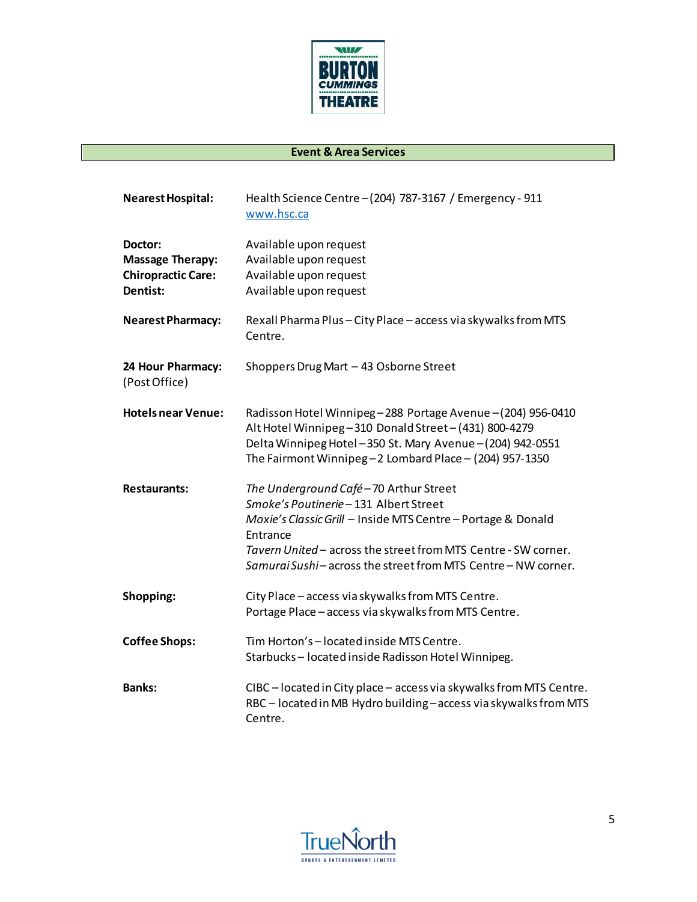## Event & Area Services

**Nearest Hospital:** Health Science Centre – (204) 787-3167 / Emergency - 911
www.hsc.ca

**Doctor:** Available upon request
**Massage Therapy:** Available upon request
**Chiropractic Care:** Available upon request
**Dentist:** Available upon request

**Nearest Pharmacy:** Rexall Pharma Plus – City Place – access via skywalks from MTS Centre.

**24 Hour Pharmacy:** (Post Office) Shoppers Drug Mart – 43 Osborne Street

**Hotels near Venue:**
Radisson Hotel Winnipeg – 288 Portage Avenue – (204) 956-0410
Alt Hotel Winnipeg – 310 Donald Street – (431) 800-4279
Delta Winnipeg Hotel – 350 St. Mary Avenue – (204) 942-0551
The Fairmont Winnipeg – 2 Lombard Place – (204) 957-1350

**Restaurants:**
*The Underground Café* – 70 Arthur Street
*Smoke's Poutinerie* – 131 Albert Street
*Moxie's Classic Grill* – Inside MTS Centre – Portage & Donald Entrance
*Tavern United* – across the street from MTS Centre - SW corner.
*Samurai Sushi* – across the street from MTS Centre – NW corner.

**Shopping:**
City Place – access via skywalks from MTS Centre.
Portage Place – access via skywalks from MTS Centre.

**Coffee Shops:**
Tim Horton's – located inside MTS Centre.
Starbucks – located inside Radisson Hotel Winnipeg.

**Banks:**
CIBC – located in City place – access via skywalks from MTS Centre.
RBC – located in MB Hydro building – access via skywalks from MTS Centre.